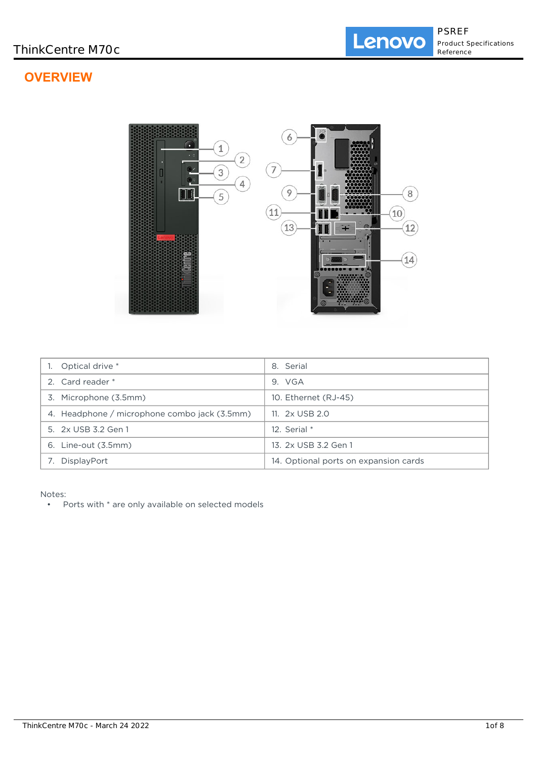ThinkCentre M70c

PSREF
Product Specifications Reference

# OVERVIEW

| | |
|---|---|
| 1. Optical drive * | 8. Serial |
| 2. Card reader * | 9. VGA |
| 3. Microphone (3.5mm) | 10. Ethernet (RJ-45) |
| 4. Headphone / microphone combo jack (3.5mm) | 11. 2x USB 2.0 |
| 5. 2x USB 3.2 Gen 1 | 12. Serial * |
| 6. Line-out (3.5mm) | 13. 2x USB 3.2 Gen 1 |
| 7. DisplayPort | 14. Optional ports on expansion cards |

Notes:

- Ports with * are only available on selected models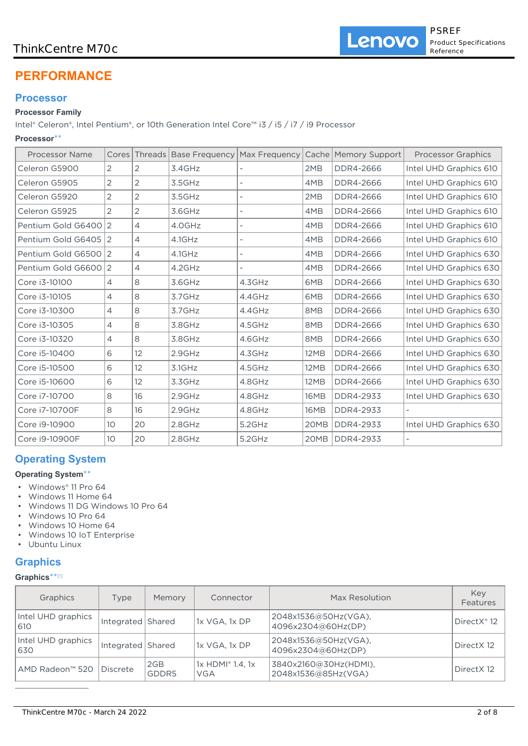# PERFORMANCE

## Processor

**Processor Family**

Intel® Celeron®, Intel Pentium®, or 10th Generation Intel Core™ i3 / i5 / i7 / i9 Processor

**Processor****

| Processor Name | Cores | Threads | Base Frequency | Max Frequency | Cache | Memory Support | Processor Graphics |
|---|---|---|---|---|---|---|---|
| Celeron G5900 | 2 | 2 | 3.4GHz | - | 2MB | DDR4-2666 | Intel UHD Graphics 610 |
| Celeron G5905 | 2 | 2 | 3.5GHz | - | 4MB | DDR4-2666 | Intel UHD Graphics 610 |
| Celeron G5920 | 2 | 2 | 3.5GHz | - | 2MB | DDR4-2666 | Intel UHD Graphics 610 |
| Celeron G5925 | 2 | 2 | 3.6GHz | - | 4MB | DDR4-2666 | Intel UHD Graphics 610 |
| Pentium Gold G6400 | 2 | 4 | 4.0GHz | - | 4MB | DDR4-2666 | Intel UHD Graphics 610 |
| Pentium Gold G6405 | 2 | 4 | 4.1GHz | - | 4MB | DDR4-2666 | Intel UHD Graphics 610 |
| Pentium Gold G6500 | 2 | 4 | 4.1GHz | - | 4MB | DDR4-2666 | Intel UHD Graphics 630 |
| Pentium Gold G6600 | 2 | 4 | 4.2GHz | - | 4MB | DDR4-2666 | Intel UHD Graphics 630 |
| Core i3-10100 | 4 | 8 | 3.6GHz | 4.3GHz | 6MB | DDR4-2666 | Intel UHD Graphics 630 |
| Core i3-10105 | 4 | 8 | 3.7GHz | 4.4GHz | 6MB | DDR4-2666 | Intel UHD Graphics 630 |
| Core i3-10300 | 4 | 8 | 3.7GHz | 4.4GHz | 8MB | DDR4-2666 | Intel UHD Graphics 630 |
| Core i3-10305 | 4 | 8 | 3.8GHz | 4.5GHz | 8MB | DDR4-2666 | Intel UHD Graphics 630 |
| Core i3-10320 | 4 | 8 | 3.8GHz | 4.6GHz | 8MB | DDR4-2666 | Intel UHD Graphics 630 |
| Core i5-10400 | 6 | 12 | 2.9GHz | 4.3GHz | 12MB | DDR4-2666 | Intel UHD Graphics 630 |
| Core i5-10500 | 6 | 12 | 3.1GHz | 4.5GHz | 12MB | DDR4-2666 | Intel UHD Graphics 630 |
| Core i5-10600 | 6 | 12 | 3.3GHz | 4.8GHz | 12MB | DDR4-2666 | Intel UHD Graphics 630 |
| Core i7-10700 | 8 | 16 | 2.9GHz | 4.8GHz | 16MB | DDR4-2933 | Intel UHD Graphics 630 |
| Core i7-10700F | 8 | 16 | 2.9GHz | 4.8GHz | 16MB | DDR4-2933 | - |
| Core i9-10900 | 10 | 20 | 2.8GHz | 5.2GHz | 20MB | DDR4-2933 | Intel UHD Graphics 630 |
| Core i9-10900F | 10 | 20 | 2.8GHz | 5.2GHz | 20MB | DDR4-2933 | - |

## Operating System

**Operating System****

- Windows® 11 Pro 64
- Windows 11 Home 64
- Windows 11 DG Windows 10 Pro 64
- Windows 10 Pro 64
- Windows 10 Home 64
- Windows 10 IoT Enterprise
- Ubuntu Linux

## Graphics

**Graphics**** [1]

| Graphics | Type | Memory | Connector | Max Resolution | Key Features |
|---|---|---|---|---|---|
| Intel UHD graphics 610 | Integrated | Shared | 1x VGA, 1x DP | 2048x1536@50Hz(VGA), 4096x2304@60Hz(DP) | DirectX® 12 |
| Intel UHD graphics 630 | Integrated | Shared | 1x VGA, 1x DP | 2048x1536@50Hz(VGA), 4096x2304@60Hz(DP) | DirectX 12 |
| AMD Radeon™ 520 | Discrete | 2GB GDDR5 | 1x HDMI® 1.4, 1x VGA | 3840x2160@30Hz(HDMI), 2048x1536@85Hz(VGA) | DirectX 12 |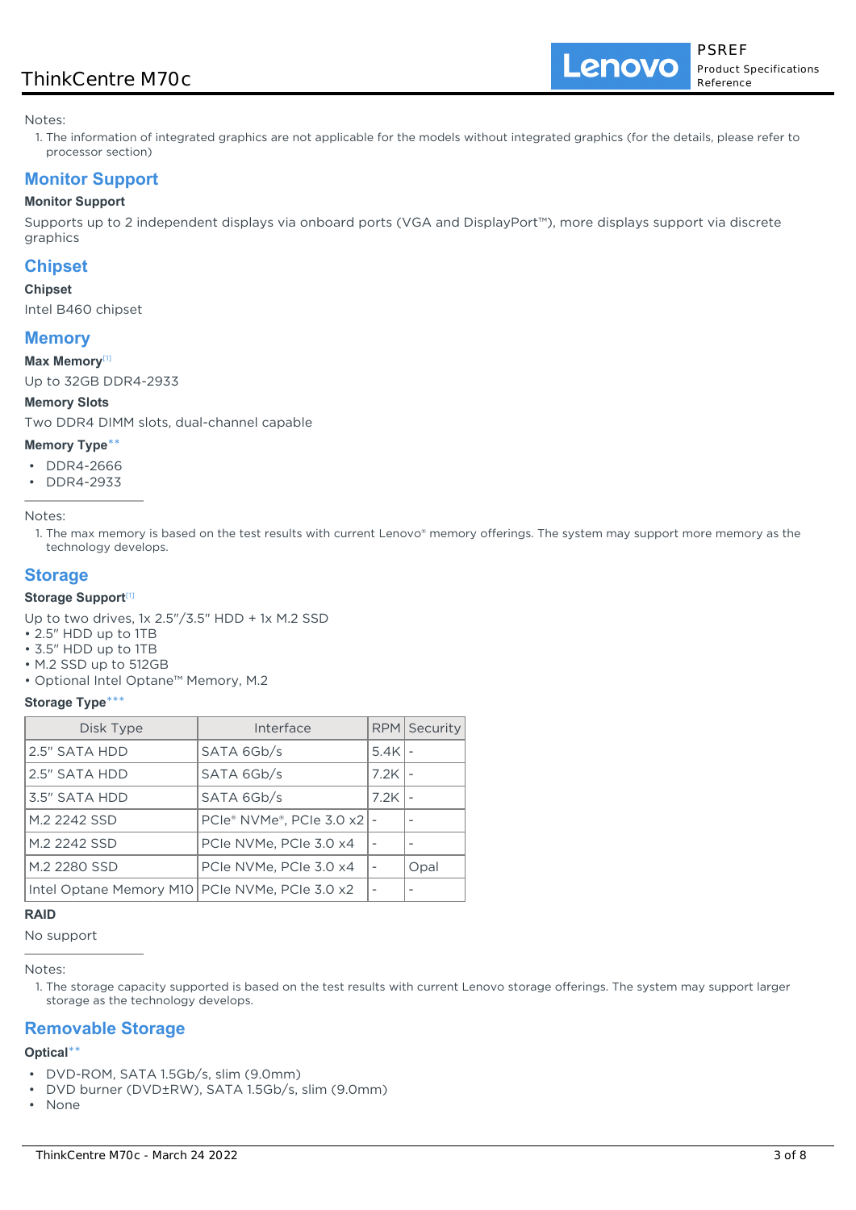Notes:

1. The information of integrated graphics are not applicable for the models without integrated graphics (for the details, please refer to processor section)

## Monitor Support

### Monitor Support

Supports up to 2 independent displays via onboard ports (VGA and DisplayPort™), more displays support via discrete graphics

## Chipset

### Chipset

Intel B460 chipset

## Memory

### Max Memory[1]

Up to 32GB DDR4-2933

### Memory Slots

Two DDR4 DIMM slots, dual-channel capable

### Memory Type**

- DDR4-2666
- DDR4-2933

Notes:

1. The max memory is based on the test results with current Lenovo® memory offerings. The system may support more memory as the technology develops.

## Storage

### Storage Support[1]

Up to two drives, 1x 2.5"/3.5" HDD + 1x M.2 SSD
• 2.5" HDD up to 1TB
• 3.5" HDD up to 1TB
• M.2 SSD up to 512GB
• Optional Intel Optane™ Memory, M.2

### Storage Type***

| Disk Type | Interface | RPM | Security |
| --- | --- | --- | --- |
| 2.5" SATA HDD | SATA 6Gb/s | 5.4K | - |
| 2.5" SATA HDD | SATA 6Gb/s | 7.2K | - |
| 3.5" SATA HDD | SATA 6Gb/s | 7.2K | - |
| M.2 2242 SSD | PCIe® NVMe®, PCIe 3.0 x2 | - | - |
| M.2 2242 SSD | PCIe NVMe, PCIe 3.0 x4 | - | - |
| M.2 2280 SSD | PCIe NVMe, PCIe 3.0 x4 | - | Opal |
| Intel Optane Memory M10 | PCIe NVMe, PCIe 3.0 x2 | - | - |

### RAID

No support

Notes:

1. The storage capacity supported is based on the test results with current Lenovo storage offerings. The system may support larger storage as the technology develops.

## Removable Storage

### Optical**

- DVD-ROM, SATA 1.5Gb/s, slim (9.0mm)
- DVD burner (DVD±RW), SATA 1.5Gb/s, slim (9.0mm)
- None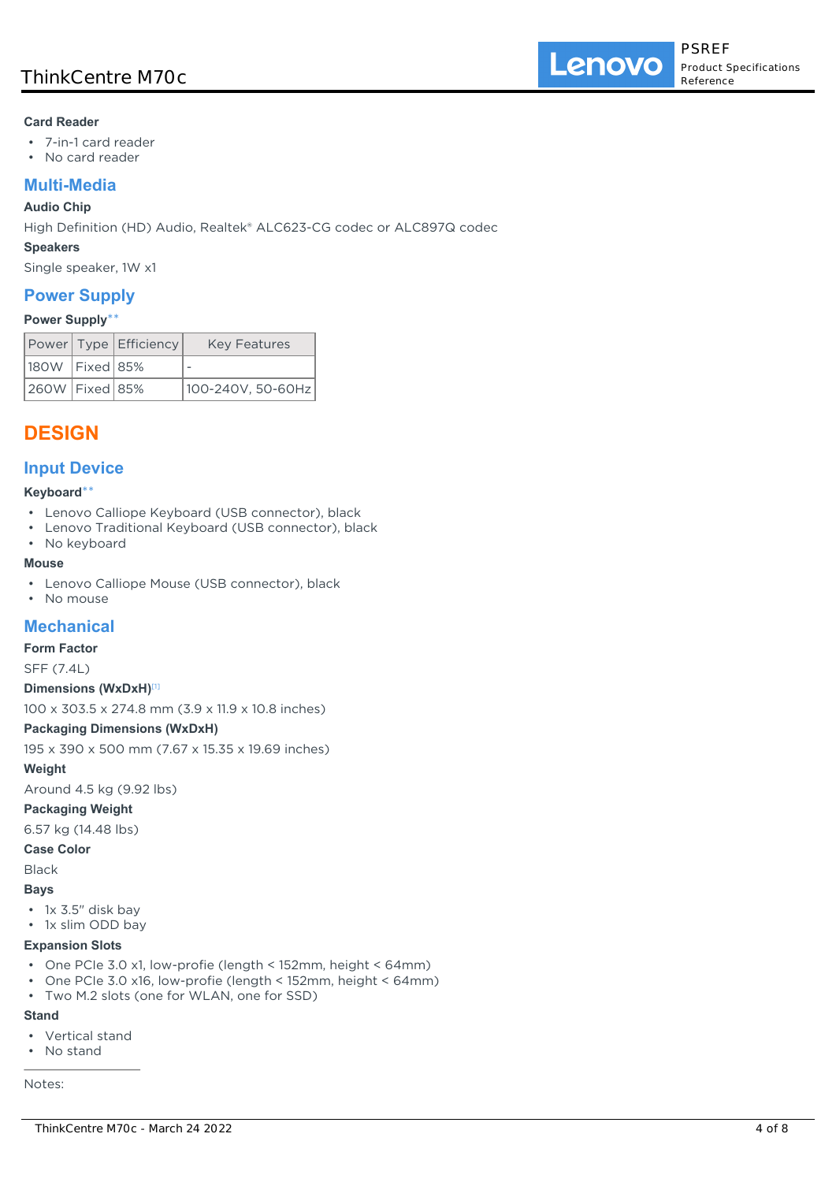**Card Reader**

- 7-in-1 card reader
- No card reader

## Multi-Media

**Audio Chip**

High Definition (HD) Audio, Realtek® ALC623-CG codec or ALC897Q codec

**Speakers**

Single speaker, 1W x1

## Power Supply

**Power Supply****

| Power | Type | Efficiency | Key Features |
| --- | --- | --- | --- |
| 180W | Fixed | 85% | - |
| 260W | Fixed | 85% | 100-240V, 50-60Hz |

# DESIGN

## Input Device

**Keyboard****

- Lenovo Calliope Keyboard (USB connector), black
- Lenovo Traditional Keyboard (USB connector), black
- No keyboard

**Mouse**

- Lenovo Calliope Mouse (USB connector), black
- No mouse

## Mechanical

**Form Factor**

SFF (7.4L)

**Dimensions (WxDxH)**[1]

100 x 303.5 x 274.8 mm (3.9 x 11.9 x 10.8 inches)

**Packaging Dimensions (WxDxH)**

195 x 390 x 500 mm (7.67 x 15.35 x 19.69 inches)

**Weight**

Around 4.5 kg (9.92 lbs)

**Packaging Weight**

6.57 kg (14.48 lbs)

**Case Color**

Black

**Bays**

- 1x 3.5" disk bay
- 1x slim ODD bay

**Expansion Slots**

- One PCIe 3.0 x1, low-profie (length < 152mm, height < 64mm)
- One PCIe 3.0 x16, low-profie (length < 152mm, height < 64mm)
- Two M.2 slots (one for WLAN, one for SSD)

**Stand**

- Vertical stand
- No stand

---

Notes: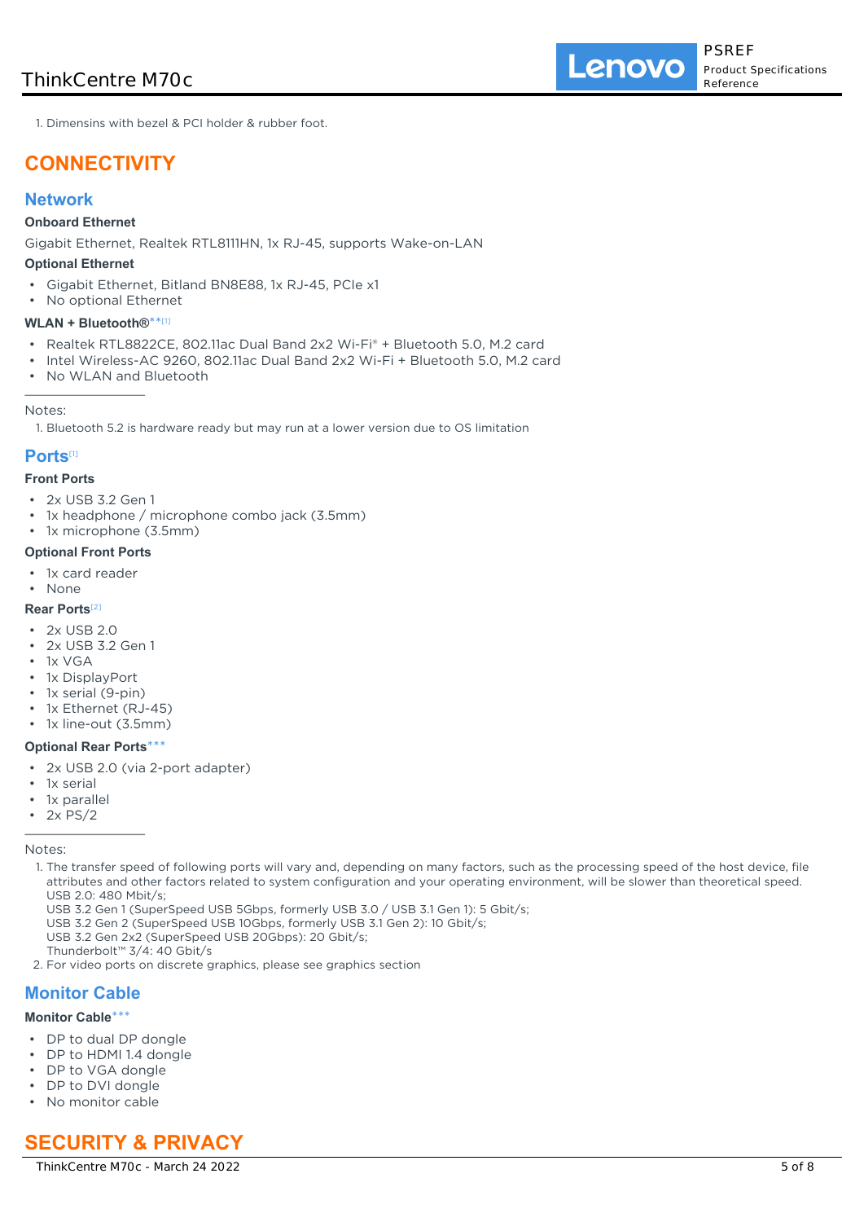1. Dimensins with bezel & PCI holder & rubber foot.

# CONNECTIVITY

## Network

### Onboard Ethernet

Gigabit Ethernet, Realtek RTL8111HN, 1x RJ-45, supports Wake-on-LAN

### Optional Ethernet

- Gigabit Ethernet, Bitland BN8E88, 1x RJ-45, PCIe x1
- No optional Ethernet

### WLAN + Bluetooth®**[1]

- Realtek RTL8822CE, 802.11ac Dual Band 2x2 Wi-Fi® + Bluetooth 5.0, M.2 card
- Intel Wireless-AC 9260, 802.11ac Dual Band 2x2 Wi-Fi + Bluetooth 5.0, M.2 card
- No WLAN and Bluetooth

Notes:

1. Bluetooth 5.2 is hardware ready but may run at a lower version due to OS limitation

## Ports[1]

### Front Ports

- 2x USB 3.2 Gen 1
- 1x headphone / microphone combo jack (3.5mm)
- 1x microphone (3.5mm)

### Optional Front Ports

- 1x card reader
- None

### Rear Ports[2]

- 2x USB 2.0
- 2x USB 3.2 Gen 1
- 1x VGA
- 1x DisplayPort
- 1x serial (9-pin)
- 1x Ethernet (RJ-45)
- 1x line-out (3.5mm)

### Optional Rear Ports***

- 2x USB 2.0 (via 2-port adapter)
- 1x serial
- 1x parallel
- 2x PS/2

Notes:

1. The transfer speed of following ports will vary and, depending on many factors, such as the processing speed of the host device, file attributes and other factors related to system configuration and your operating environment, will be slower than theoretical speed.
   USB 2.0: 480 Mbit/s;
   USB 3.2 Gen 1 (SuperSpeed USB 5Gbps, formerly USB 3.0 / USB 3.1 Gen 1): 5 Gbit/s;
   USB 3.2 Gen 2 (SuperSpeed USB 10Gbps, formerly USB 3.1 Gen 2): 10 Gbit/s;
   USB 3.2 Gen 2x2 (SuperSpeed USB 20Gbps): 20 Gbit/s;
   Thunderbolt™ 3/4: 40 Gbit/s
2. For video ports on discrete graphics, please see graphics section

## Monitor Cable

### Monitor Cable***

- DP to dual DP dongle
- DP to HDMI 1.4 dongle
- DP to VGA dongle
- DP to DVI dongle
- No monitor cable

# SECURITY & PRIVACY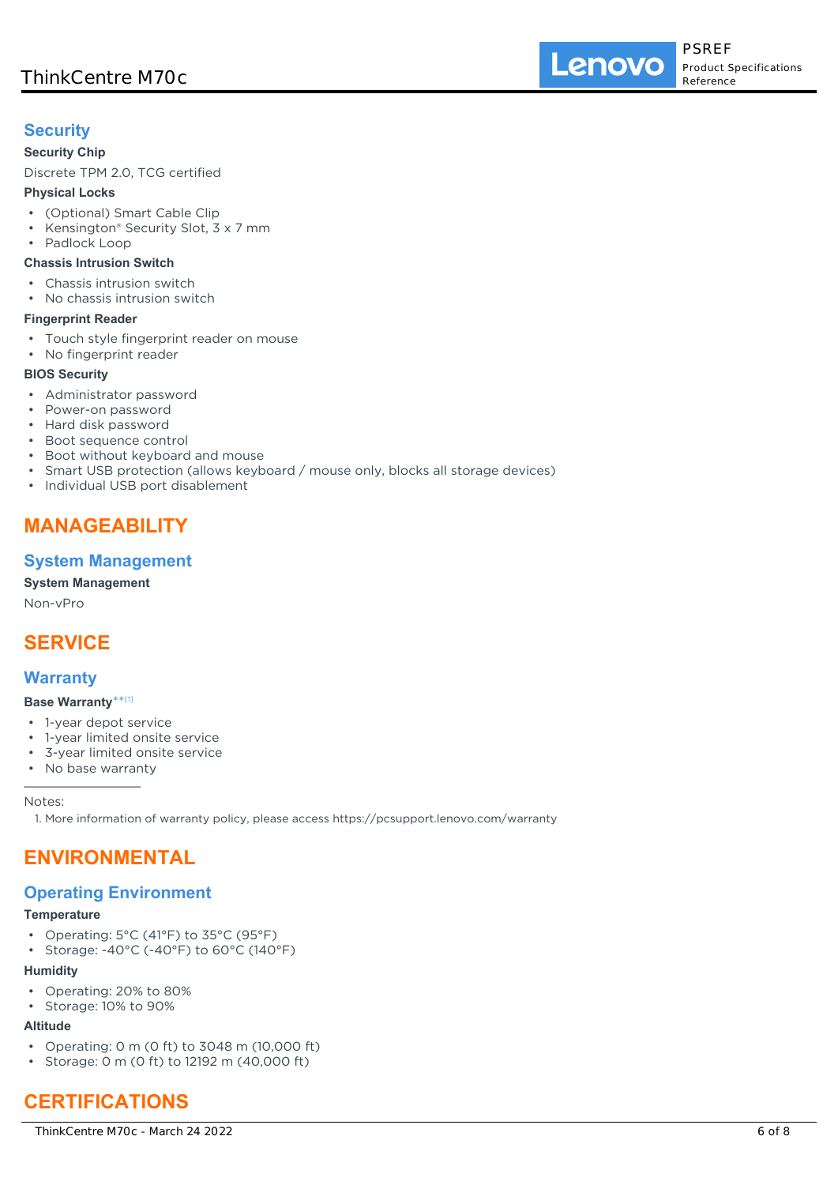## Security

### Security Chip

Discrete TPM 2.0, TCG certified

### Physical Locks

- (Optional) Smart Cable Clip
- Kensington® Security Slot, 3 x 7 mm
- Padlock Loop

### Chassis Intrusion Switch

- Chassis intrusion switch
- No chassis intrusion switch

### Fingerprint Reader

- Touch style fingerprint reader on mouse
- No fingerprint reader

### BIOS Security

- Administrator password
- Power-on password
- Hard disk password
- Boot sequence control
- Boot without keyboard and mouse
- Smart USB protection (allows keyboard / mouse only, blocks all storage devices)
- Individual USB port disablement

# MANAGEABILITY

## System Management

### System Management

Non-vPro

# SERVICE

## Warranty

### Base Warranty**[1]

- 1-year depot service
- 1-year limited onsite service
- 3-year limited onsite service
- No base warranty

Notes:

1. More information of warranty policy, please access https://pcsupport.lenovo.com/warranty

# ENVIRONMENTAL

## Operating Environment

### Temperature

- Operating: 5°C (41°F) to 35°C (95°F)
- Storage: -40°C (-40°F) to 60°C (140°F)

### Humidity

- Operating: 20% to 80%
- Storage: 10% to 90%

### Altitude

- Operating: 0 m (0 ft) to 3048 m (10,000 ft)
- Storage: 0 m (0 ft) to 12192 m (40,000 ft)

# CERTIFICATIONS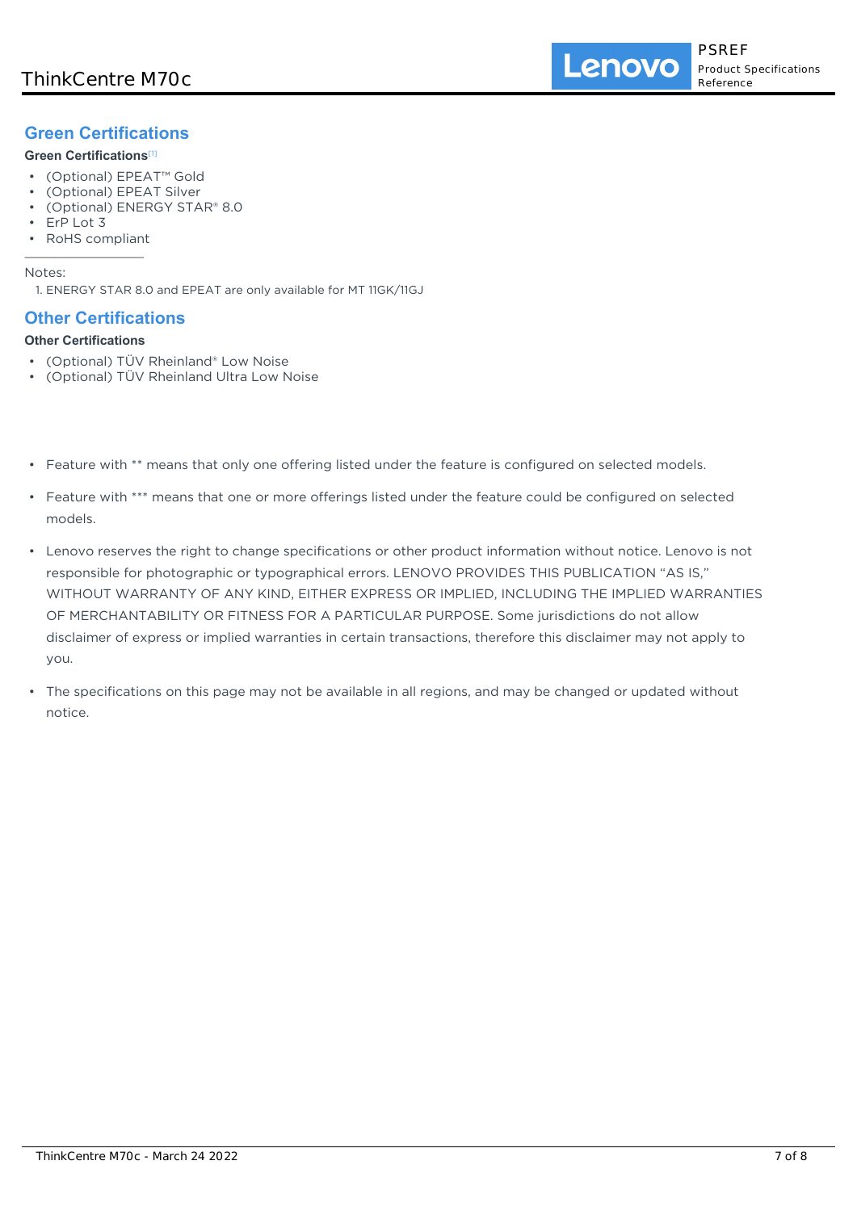## Green Certifications

**Green Certifications**[1]

- (Optional) EPEAT™ Gold
- (Optional) EPEAT Silver
- (Optional) ENERGY STAR® 8.0
- ErP Lot 3
- RoHS compliant

Notes:

1. ENERGY STAR 8.0 and EPEAT are only available for MT 11GK/11GJ

## Other Certifications

**Other Certifications**

- (Optional) TÜV Rheinland® Low Noise
- (Optional) TÜV Rheinland Ultra Low Noise

- Feature with ** means that only one offering listed under the feature is configured on selected models.
- Feature with *** means that one or more offerings listed under the feature could be configured on selected models.
- Lenovo reserves the right to change specifications or other product information without notice. Lenovo is not responsible for photographic or typographical errors. LENOVO PROVIDES THIS PUBLICATION "AS IS," WITHOUT WARRANTY OF ANY KIND, EITHER EXPRESS OR IMPLIED, INCLUDING THE IMPLIED WARRANTIES OF MERCHANTABILITY OR FITNESS FOR A PARTICULAR PURPOSE. Some jurisdictions do not allow disclaimer of express or implied warranties in certain transactions, therefore this disclaimer may not apply to you.
- The specifications on this page may not be available in all regions, and may be changed or updated without notice.